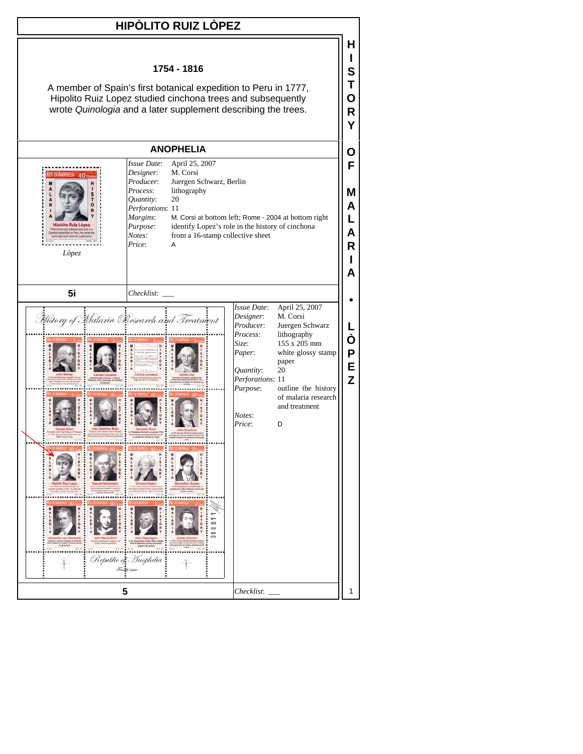# HIPÒLITO RUIZ LÒPEZ

### 1754 - 1816

A member of Spain's first botanical expedition to Peru in 1777, Hipolito Ruiz Lopez studied cinchona trees and subsequently wrote *Quinologia* and a later supplement describing the trees.

## ANOPHELIA

*Lòpez*

| | |
|---|---|
| *Issue Date*: | April 25, 2007 |
| *Designer*: | M. Corsi |
| *Producer*: | Juergen Schwarz, Berlin |
| *Process*: | lithography |
| *Quantity*: | 20 |
| *Perforations*: | 11 |
| *Margins*: | M. Corsi at bottom left; Rome - 2004 at bottom right |
| *Purpose*: | identify Lopez's role in the history of cinchona |
| *Notes*: | from a 16-stamp collective sheet |
| *Price*: | A |

**5i** — *Checklist*: ___

| | |
|---|---|
| *Issue Date*: | April 25, 2007 |
| *Designer*: | M. Corsi |
| *Producer*: | Juergen Schwarz |
| *Process*: | lithography |
| *Size*: | 155 x 205 mm |
| *Paper*: | white glossy stamp paper |
| *Quantity*: | 20 |
| *Perforations*: | 11 |
| *Purpose*: | outline the history of malaria research and treatment |
| *Notes*: | |
| *Price*: | D |

**5** — *Checklist*: ___

HISTORY OF MALARIA • LÒPEZ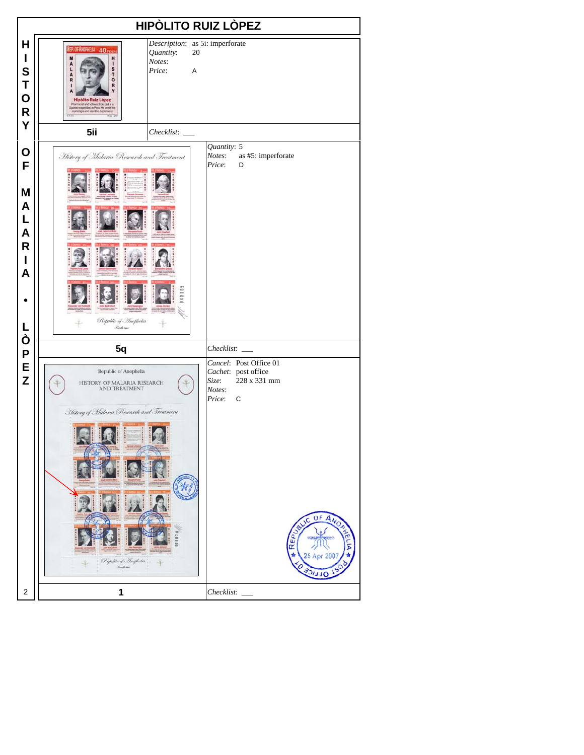# HIPÒLITO RUIZ LÒPEZ

HISTORY OF MALARIA • LÒPEZ

| | |
|---|---|
| | *Description*: as 5i: imperforate<br>*Quantity*: 20<br>*Notes*:<br>*Price*: A |
| **5ii** | *Checklist*: ___ |
| | *Quantity*: 5<br>*Notes*: as #5: imperforate<br>*Price*: D |
| **5q** | *Checklist*: ___ |
| | *Cancel*: Post Office 01<br>*Cachet*: post office<br>*Size*: 228 x 331 mm<br>*Notes*:<br>*Price*: C |
| **1** | *Checklist*: ___ |